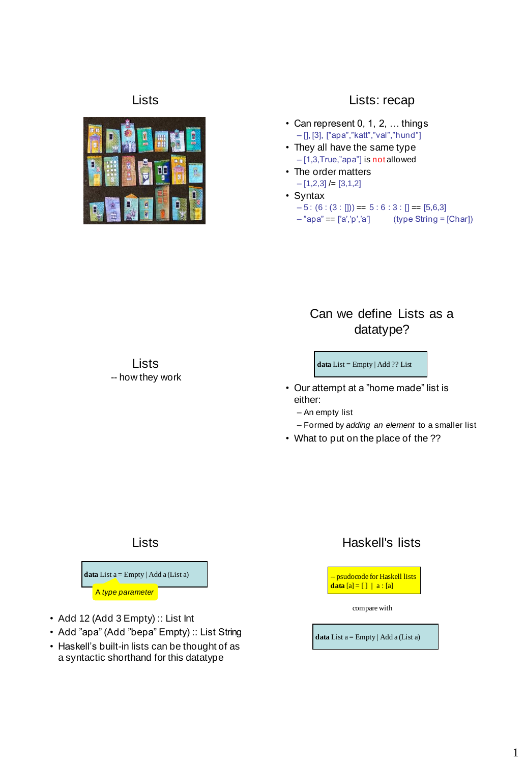## Lists

## Lists: recap

- Can represent 0, 1, 2, … things
  - [], [3], ["apa","katt","val","hund"]
- They all have the same type
  - [1,3,True,"apa"] is not allowed
- The order matters
  - [1,2,3] /= [3,1,2]
- Syntax
  - 5 : (6 : (3 : [])) == 5 : 6 : 3 : [] == [5,6,3]
  - "apa" == ['a','p','a'] (type String = [Char])

## Lists

-- how they work

## Can we define Lists as a datatype?

```
data List = Empty | Add ?? List
```

- Our attempt at a "home made" list is either:
  - An empty list
  - Formed by *adding an element* to a smaller list
- What to put on the place of the ??

## Lists

```
data List a = Empty | Add a (List a)
```

*A type parameter*

- Add 12 (Add 3 Empty) :: List Int
- Add "apa" (Add "bepa" Empty) :: List String
- Haskell's built-in lists can be thought of as a syntactic shorthand for this datatype

## Haskell's lists

```
-- psudocode for Haskell lists
data [a] = [ ] | a : [a]
```

compare with

```
data List a = Empty | Add a (List a)
```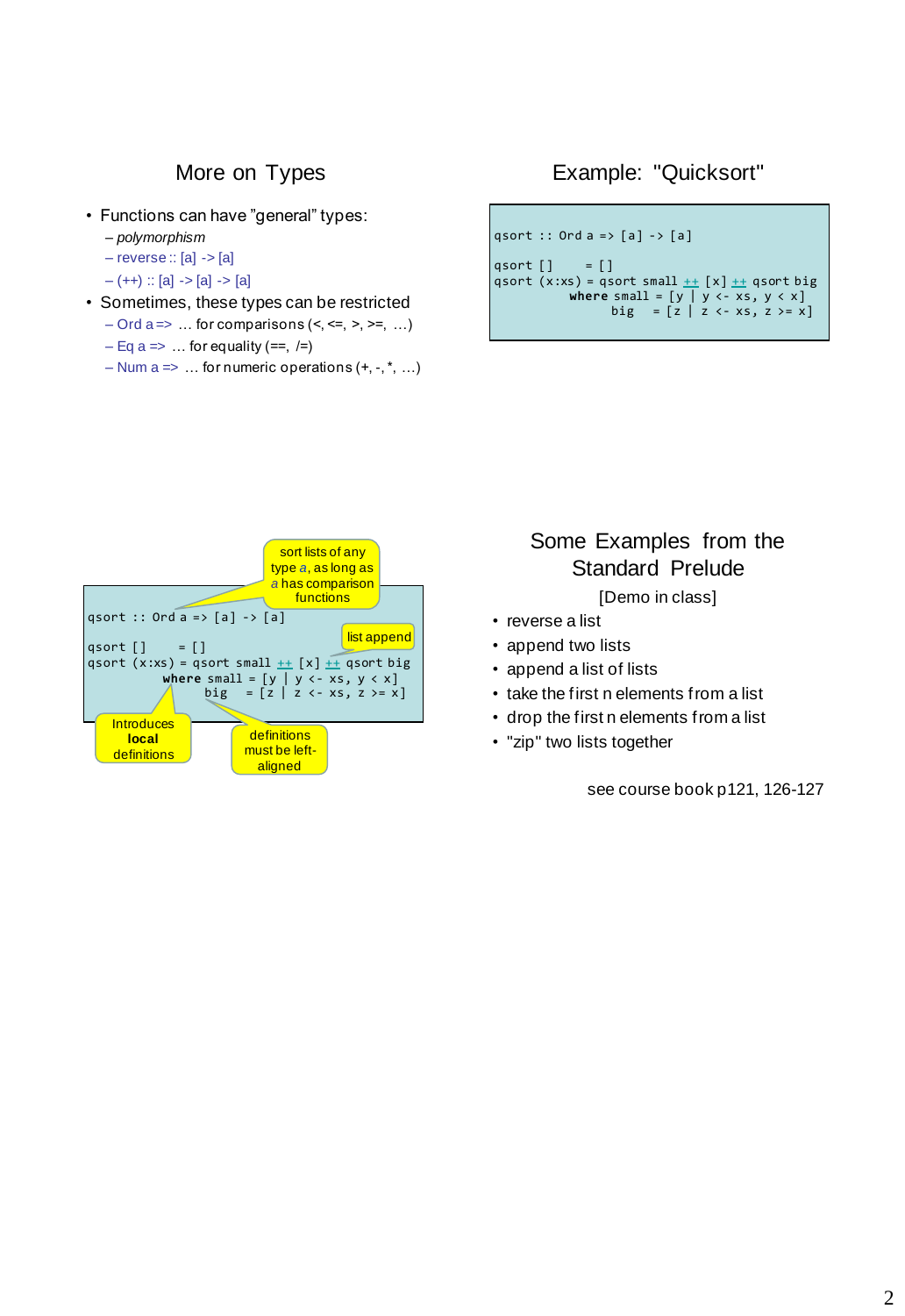## More on Types

- Functions can have "general" types:
  - *polymorphism*
  - reverse :: [a] -> [a]
  - (++) :: [a] -> [a] -> [a]
- Sometimes, these types can be restricted
  - Ord a => … for comparisons (<, <=, >, >=, …)
  - Eq a => … for equality (==, /=)
  - Num a => … for numeric operations (+, -, *, …)

## Example: "Quicksort"

```
qsort :: Ord a => [a] -> [a]

qsort []     = []
qsort (x:xs) = qsort small ++ [x] ++ qsort big
         where small = [y | y <- xs, y < x]
               big   = [z | z <- xs, z >= x]
```

```
qsort :: Ord a => [a] -> [a]

qsort []     = []
qsort (x:xs) = qsort small ++ [x] ++ qsort big
         where small = [y | y <- xs, y < x]
               big   = [z | z <- xs, z >= x]
```

sort lists of any type *a*, as long as *a* has comparison functions

list append

Introduces **local** definitions

definitions must be left-aligned

## Some Examples from the Standard Prelude

[Demo in class]

- reverse a list
- append two lists
- append a list of lists
- take the first n elements from a list
- drop the first n elements from a list
- "zip" two lists together

see course book p121, 126-127